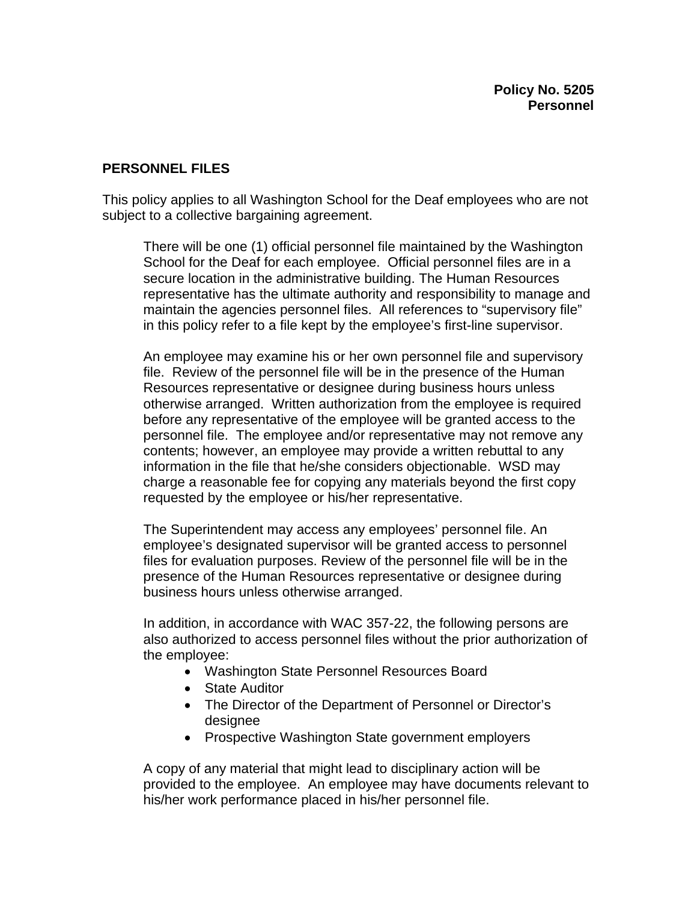**Policy No. 5205**
**Personnel**

## PERSONNEL FILES

This policy applies to all Washington School for the Deaf employees who are not subject to a collective bargaining agreement.

There will be one (1) official personnel file maintained by the Washington School for the Deaf for each employee. Official personnel files are in a secure location in the administrative building. The Human Resources representative has the ultimate authority and responsibility to manage and maintain the agencies personnel files. All references to "supervisory file" in this policy refer to a file kept by the employee's first-line supervisor.

An employee may examine his or her own personnel file and supervisory file. Review of the personnel file will be in the presence of the Human Resources representative or designee during business hours unless otherwise arranged. Written authorization from the employee is required before any representative of the employee will be granted access to the personnel file. The employee and/or representative may not remove any contents; however, an employee may provide a written rebuttal to any information in the file that he/she considers objectionable. WSD may charge a reasonable fee for copying any materials beyond the first copy requested by the employee or his/her representative.

The Superintendent may access any employees' personnel file. An employee's designated supervisor will be granted access to personnel files for evaluation purposes. Review of the personnel file will be in the presence of the Human Resources representative or designee during business hours unless otherwise arranged.

In addition, in accordance with WAC 357-22, the following persons are also authorized to access personnel files without the prior authorization of the employee:

- Washington State Personnel Resources Board
- State Auditor
- The Director of the Department of Personnel or Director's designee
- Prospective Washington State government employers

A copy of any material that might lead to disciplinary action will be provided to the employee. An employee may have documents relevant to his/her work performance placed in his/her personnel file.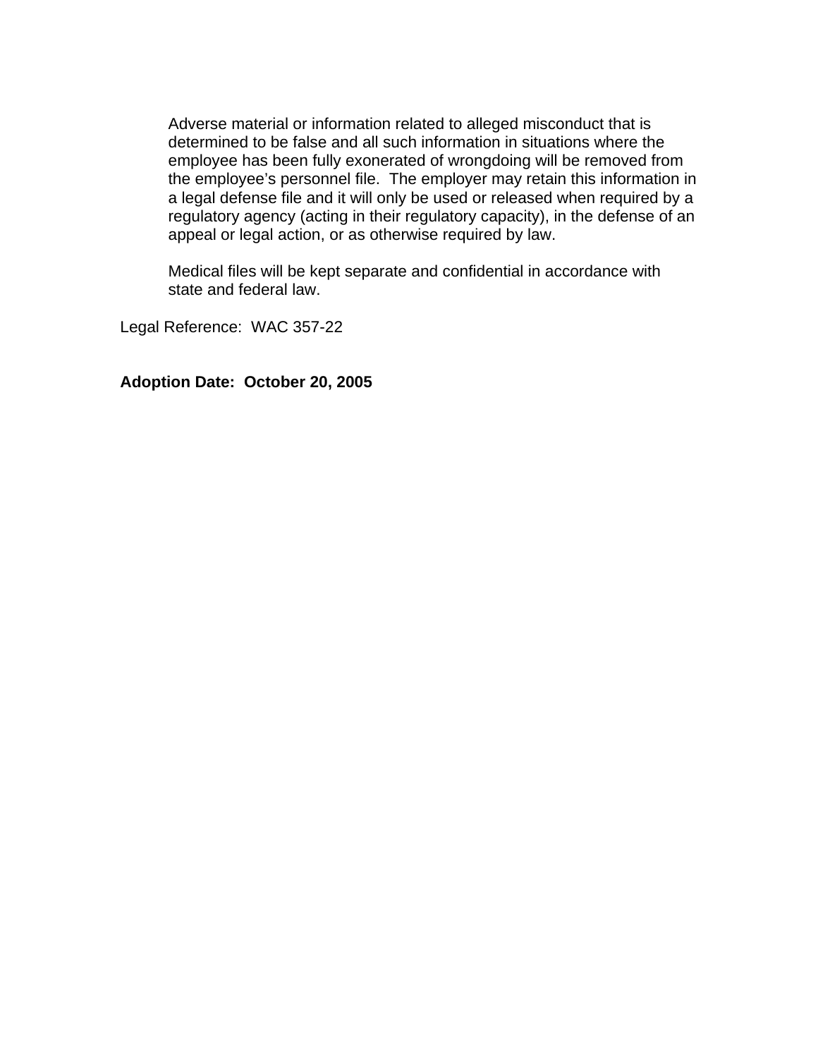Adverse material or information related to alleged misconduct that is determined to be false and all such information in situations where the employee has been fully exonerated of wrongdoing will be removed from the employee's personnel file. The employer may retain this information in a legal defense file and it will only be used or released when required by a regulatory agency (acting in their regulatory capacity), in the defense of an appeal or legal action, or as otherwise required by law.

Medical files will be kept separate and confidential in accordance with state and federal law.

Legal Reference: WAC 357-22

**Adoption Date: October 20, 2005**